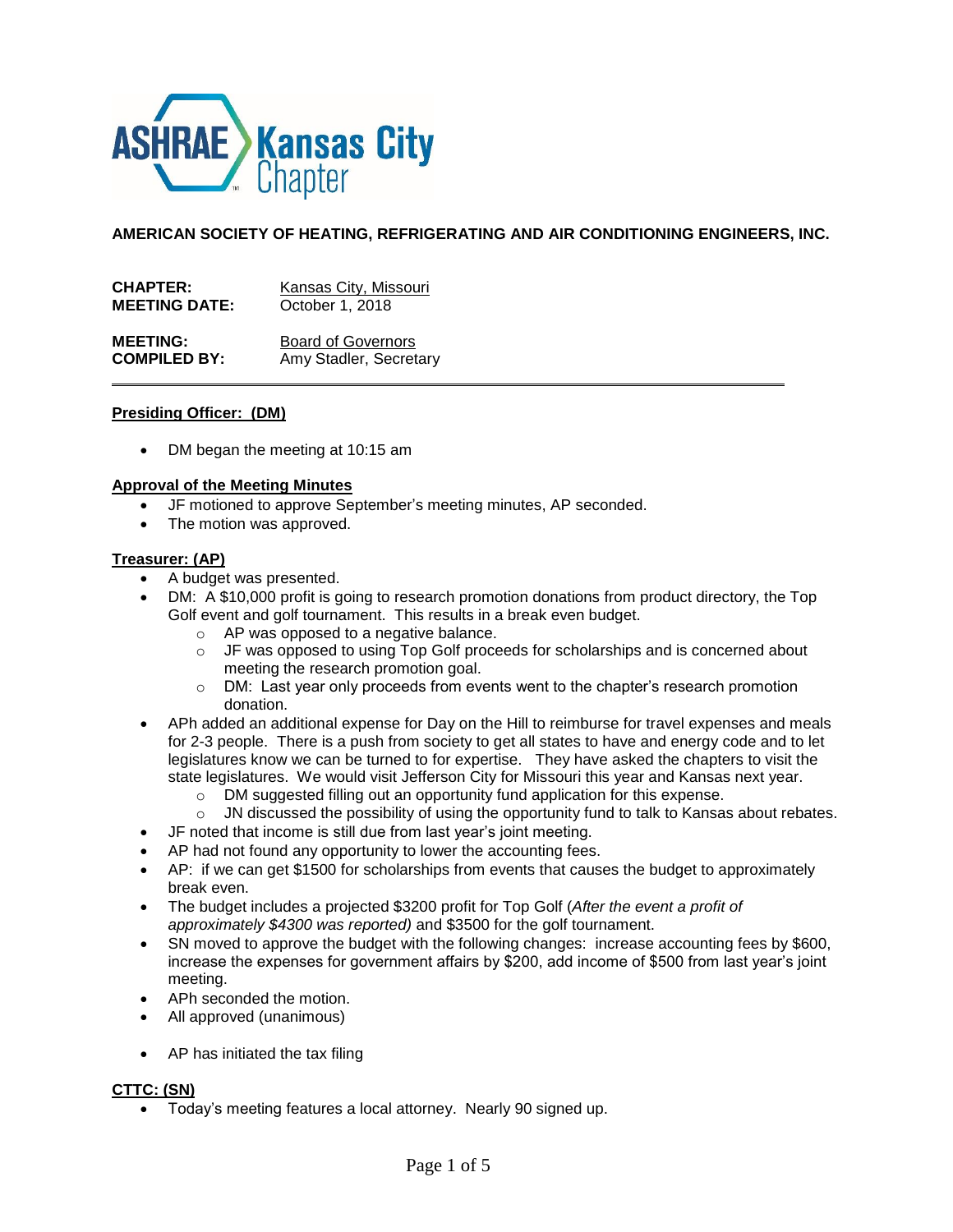**AMERICAN SOCIETY OF HEATING, REFRIGERATING AND AIR CONDITIONING ENGINEERS, INC.**

**CHAPTER:** Kansas City, Missouri
**MEETING DATE:** October 1, 2018

**MEETING:** Board of Governors
**COMPILED BY:** Amy Stadler, Secretary

---

**Presiding Officer: (DM)**

- DM began the meeting at 10:15 am

**Approval of the Meeting Minutes**

- JF motioned to approve September's meeting minutes, AP seconded.
- The motion was approved.

**Treasurer: (AP)**

- A budget was presented.
- DM: A $10,000 profit is going to research promotion donations from product directory, the Top Golf event and golf tournament. This results in a break even budget.
  - AP was opposed to a negative balance.
  - JF was opposed to using Top Golf proceeds for scholarships and is concerned about meeting the research promotion goal.
  - DM: Last year only proceeds from events went to the chapter's research promotion donation.
- APh added an additional expense for Day on the Hill to reimburse for travel expenses and meals for 2-3 people. There is a push from society to get all states to have and energy code and to let legislatures know we can be turned to for expertise. They have asked the chapters to visit the state legislatures. We would visit Jefferson City for Missouri this year and Kansas next year.
  - DM suggested filling out an opportunity fund application for this expense.
  - JN discussed the possibility of using the opportunity fund to talk to Kansas about rebates.
- JF noted that income is still due from last year's joint meeting.
- AP had not found any opportunity to lower the accounting fees.
- AP: if we can get $1500 for scholarships from events that causes the budget to approximately break even.
- The budget includes a projected $3200 profit for Top Golf (*After the event a profit of approximately $4300 was reported)* and $3500 for the golf tournament.
- SN moved to approve the budget with the following changes: increase accounting fees by $600, increase the expenses for government affairs by $200, add income of $500 from last year's joint meeting.
- APh seconded the motion.
- All approved (unanimous)

- AP has initiated the tax filing

**CTTC: (SN)**

- Today's meeting features a local attorney. Nearly 90 signed up.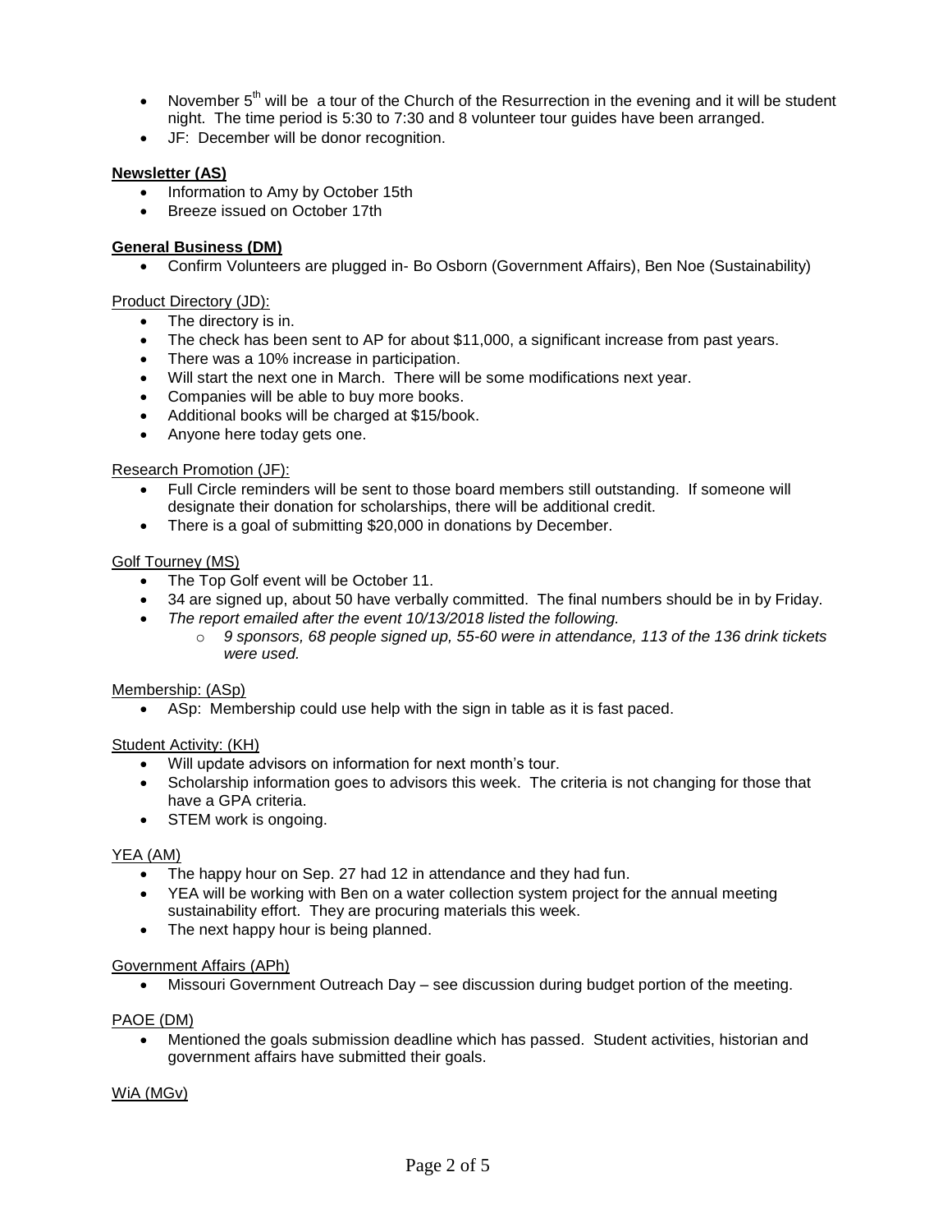- November 5th will be a tour of the Church of the Resurrection in the evening and it will be student night. The time period is 5:30 to 7:30 and 8 volunteer tour guides have been arranged.
- JF: December will be donor recognition.

**<u>Newsletter (AS)</u>**

- Information to Amy by October 15th
- Breeze issued on October 17th

**<u>General Business (DM)</u>**

- Confirm Volunteers are plugged in- Bo Osborn (Government Affairs), Ben Noe (Sustainability)

<u>Product Directory (JD):</u>

- The directory is in.
- The check has been sent to AP for about $11,000, a significant increase from past years.
- There was a 10% increase in participation.
- Will start the next one in March. There will be some modifications next year.
- Companies will be able to buy more books.
- Additional books will be charged at $15/book.
- Anyone here today gets one.

<u>Research Promotion (JF):</u>

- Full Circle reminders will be sent to those board members still outstanding. If someone will designate their donation for scholarships, there will be additional credit.
- There is a goal of submitting $20,000 in donations by December.

<u>Golf Tourney (MS)</u>

- The Top Golf event will be October 11.
- 34 are signed up, about 50 have verbally committed. The final numbers should be in by Friday.
- *The report emailed after the event 10/13/2018 listed the following.*
  - *9 sponsors, 68 people signed up, 55-60 were in attendance, 113 of the 136 drink tickets were used.*

<u>Membership: (ASp)</u>

- ASp: Membership could use help with the sign in table as it is fast paced.

<u>Student Activity: (KH)</u>

- Will update advisors on information for next month's tour.
- Scholarship information goes to advisors this week. The criteria is not changing for those that have a GPA criteria.
- STEM work is ongoing.

<u>YEA (AM)</u>

- The happy hour on Sep. 27 had 12 in attendance and they had fun.
- YEA will be working with Ben on a water collection system project for the annual meeting sustainability effort. They are procuring materials this week.
- The next happy hour is being planned.

<u>Government Affairs (APh)</u>

- Missouri Government Outreach Day – see discussion during budget portion of the meeting.

<u>PAOE (DM)</u>

- Mentioned the goals submission deadline which has passed. Student activities, historian and government affairs have submitted their goals.

<u>WiA (MGv)</u>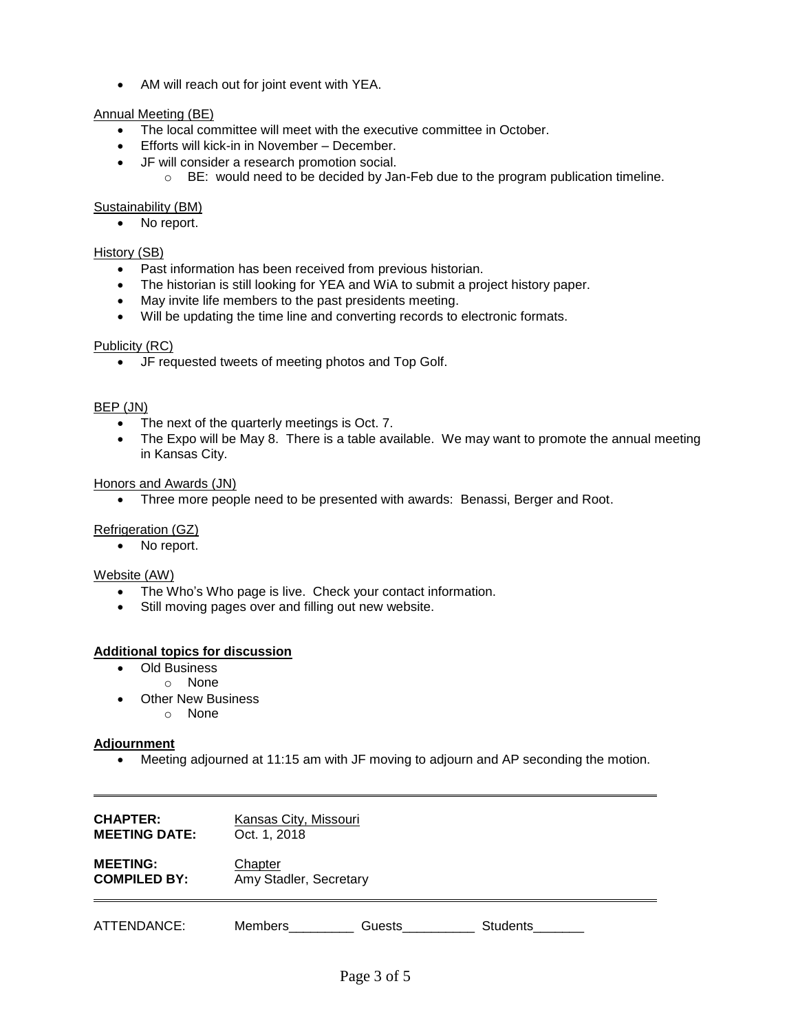- AM will reach out for joint event with YEA.

Annual Meeting (BE)

- The local committee will meet with the executive committee in October.
- Efforts will kick-in in November – December.
- JF will consider a research promotion social.
    - BE: would need to be decided by Jan-Feb due to the program publication timeline.

Sustainability (BM)

- No report.

History (SB)

- Past information has been received from previous historian.
- The historian is still looking for YEA and WiA to submit a project history paper.
- May invite life members to the past presidents meeting.
- Will be updating the time line and converting records to electronic formats.

Publicity (RC)

- JF requested tweets of meeting photos and Top Golf.

BEP (JN)

- The next of the quarterly meetings is Oct. 7.
- The Expo will be May 8. There is a table available. We may want to promote the annual meeting in Kansas City.

Honors and Awards (JN)

- Three more people need to be presented with awards: Benassi, Berger and Root.

Refrigeration (GZ)

- No report.

Website (AW)

- The Who's Who page is live. Check your contact information.
- Still moving pages over and filling out new website.

**Additional topics for discussion**

- Old Business
    - None
- Other New Business
    - None

**Adjournment**

- Meeting adjourned at 11:15 am with JF moving to adjourn and AP seconding the motion.

---

**CHAPTER:** Kansas City, Missouri
**MEETING DATE:** Oct. 1, 2018

**MEETING:** Chapter
**COMPILED BY:** Amy Stadler, Secretary

---

ATTENDANCE: Members_________ Guests__________ Students_______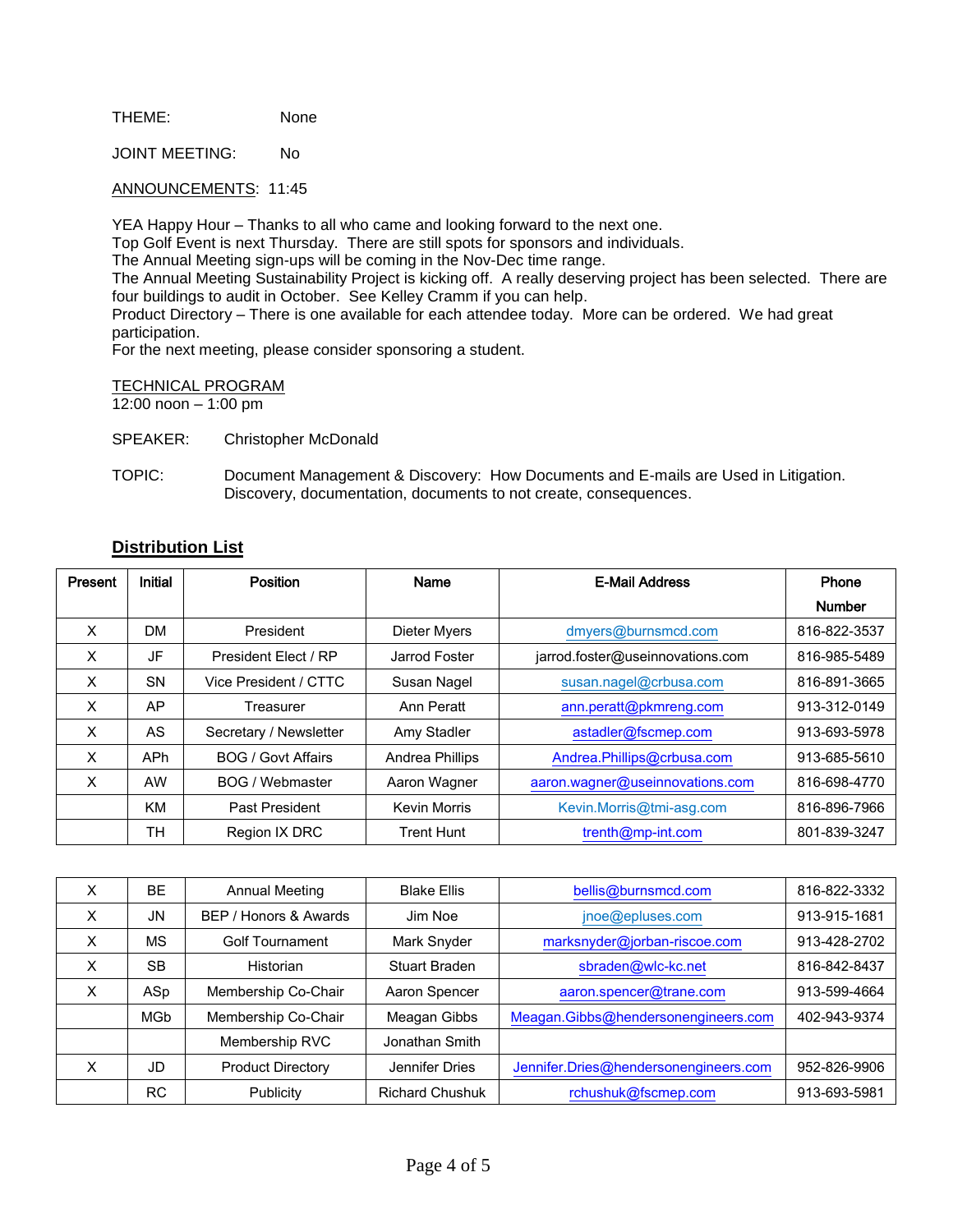THEME: None

JOINT MEETING: No

ANNOUNCEMENTS: 11:45

YEA Happy Hour – Thanks to all who came and looking forward to the next one.
Top Golf Event is next Thursday. There are still spots for sponsors and individuals.
The Annual Meeting sign-ups will be coming in the Nov-Dec time range.
The Annual Meeting Sustainability Project is kicking off. A really deserving project has been selected. There are four buildings to audit in October. See Kelley Cramm if you can help.
Product Directory – There is one available for each attendee today. More can be ordered. We had great participation.
For the next meeting, please consider sponsoring a student.

TECHNICAL PROGRAM
12:00 noon – 1:00 pm

SPEAKER: Christopher McDonald

TOPIC: Document Management & Discovery: How Documents and E-mails are Used in Litigation. Discovery, documentation, documents to not create, consequences.

## Distribution List

| Present | Initial | Position | Name | E-Mail Address | Phone Number |
|---|---|---|---|---|---|
| X | DM | President | Dieter Myers | dmyers@burnsmcd.com | 816-822-3537 |
| X | JF | President Elect / RP | Jarrod Foster | jarrod.foster@useinnovations.com | 816-985-5489 |
| X | SN | Vice President / CTTC | Susan Nagel | susan.nagel@crbusa.com | 816-891-3665 |
| X | AP | Treasurer | Ann Peratt | ann.peratt@pkmreng.com | 913-312-0149 |
| X | AS | Secretary / Newsletter | Amy Stadler | astadler@fscmep.com | 913-693-5978 |
| X | APh | BOG / Govt Affairs | Andrea Phillips | Andrea.Phillips@crbusa.com | 913-685-5610 |
| X | AW | BOG / Webmaster | Aaron Wagner | aaron.wagner@useinnovations.com | 816-698-4770 |
| | KM | Past President | Kevin Morris | Kevin.Morris@tmi-asg.com | 816-896-7966 |
| | TH | Region IX DRC | Trent Hunt | trenth@mp-int.com | 801-839-3247 |

| Present | Initial | Position | Name | E-Mail Address | Phone Number |
|---|---|---|---|---|---|
| X | BE | Annual Meeting | Blake Ellis | bellis@burnsmcd.com | 816-822-3332 |
| X | JN | BEP / Honors & Awards | Jim Noe | jnoe@epluses.com | 913-915-1681 |
| X | MS | Golf Tournament | Mark Snyder | marksnyder@jorban-riscoe.com | 913-428-2702 |
| X | SB | Historian | Stuart Braden | sbraden@wlc-kc.net | 816-842-8437 |
| X | ASp | Membership Co-Chair | Aaron Spencer | aaron.spencer@trane.com | 913-599-4664 |
| | MGb | Membership Co-Chair | Meagan Gibbs | Meagan.Gibbs@hendersonengineers.com | 402-943-9374 |
| | | Membership RVC | Jonathan Smith | | |
| X | JD | Product Directory | Jennifer Dries | Jennifer.Dries@hendersonengineers.com | 952-826-9906 |
| | RC | Publicity | Richard Chushuk | rchushuk@fscmep.com | 913-693-5981 |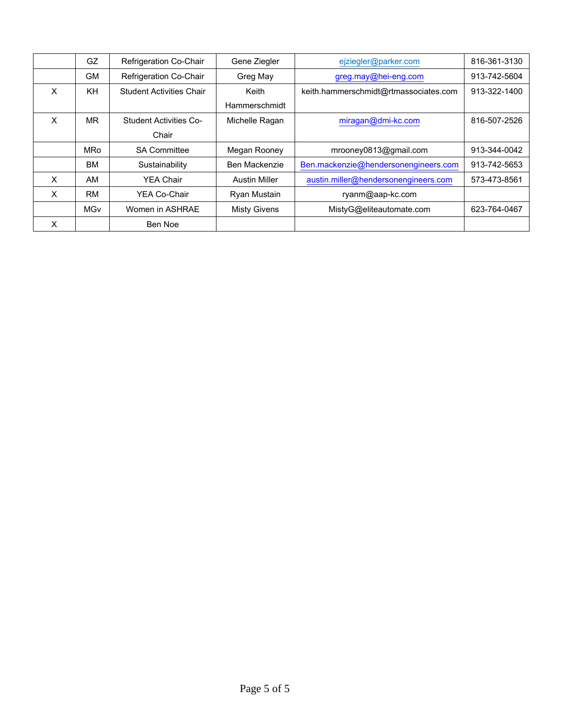| | | | | | |
|---|---|---|---|---|---|
| | GZ | Refrigeration Co-Chair | Gene Ziegler | ejziegler@parker.com | 816-361-3130 |
| | GM | Refrigeration Co-Chair | Greg May | greg.may@hei-eng.com | 913-742-5604 |
| X | KH | Student Activities Chair | Keith Hammerschmidt | keith.hammerschmidt@rtmassociates.com | 913-322-1400 |
| X | MR | Student Activities Co-Chair | Michelle Ragan | miragan@dmi-kc.com | 816-507-2526 |
| | MRo | SA Committee | Megan Rooney | mrooney0813@gmail.com | 913-344-0042 |
| | BM | Sustainability | Ben Mackenzie | Ben.mackenzie@hendersonengineers.com | 913-742-5653 |
| X | AM | YEA Chair | Austin Miller | austin.miller@hendersonengineers.com | 573-473-8561 |
| X | RM | YEA Co-Chair | Ryan Mustain | ryanm@aap-kc.com | |
| | MGv | Women in ASHRAE | Misty Givens | MistyG@eliteautomate.com | 623-764-0467 |
| X | | Ben Noe | | | |